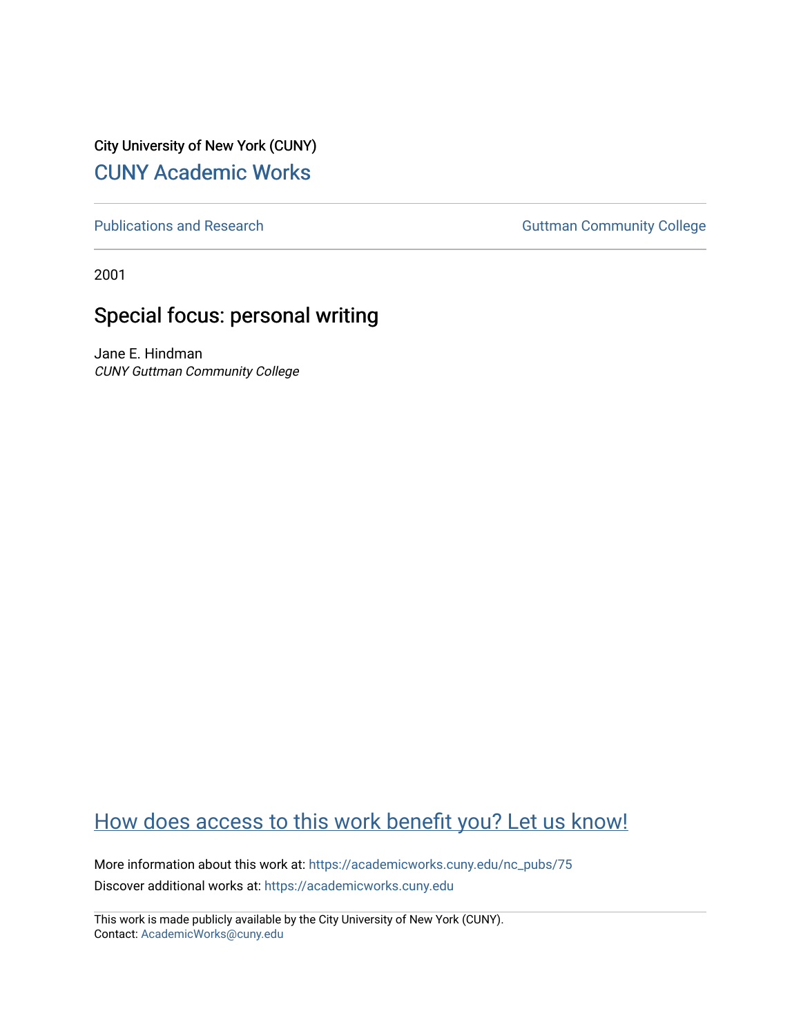City University of New York (CUNY)

# CUNY Academic Works

Publications and Research

Guttman Community College

2001

## Special focus: personal writing

Jane E. Hindman
*CUNY Guttman Community College*

How does access to this work benefit you? Let us know!

More information about this work at: https://academicworks.cuny.edu/nc_pubs/75

Discover additional works at: https://academicworks.cuny.edu

This work is made publicly available by the City University of New York (CUNY).
Contact: AcademicWorks@cuny.edu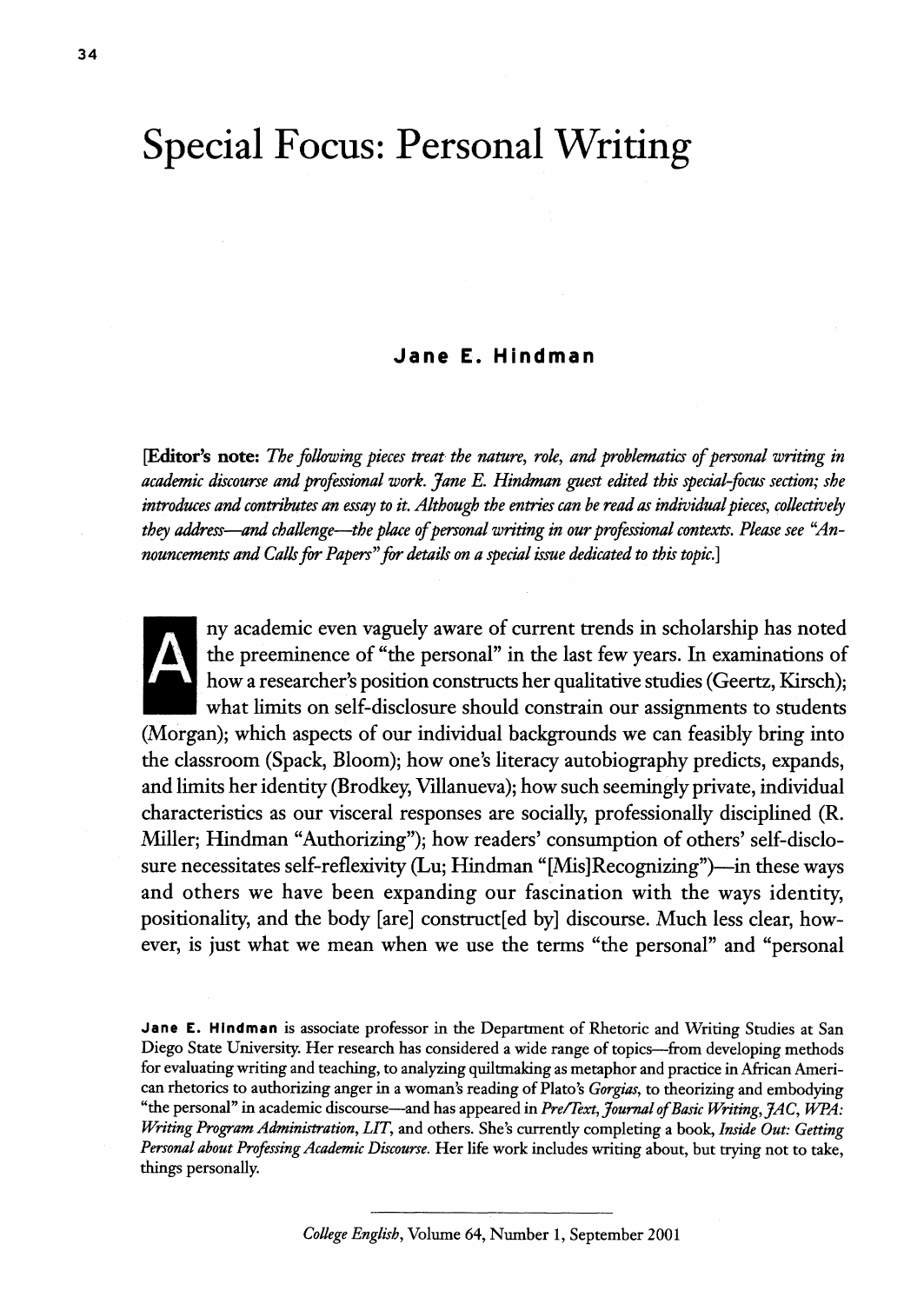# Special Focus: Personal Writing

**Jane E. Hindman**

[**Editor's note:** *The following pieces treat the nature, role, and problematics of personal writing in academic discourse and professional work. Jane E. Hindman guest edited this special-focus section; she introduces and contributes an essay to it. Although the entries can be read as individual pieces, collectively they address—and challenge—the place of personal writing in our professional contexts. Please see "Announcements and Calls for Papers" for details on a special issue dedicated to this topic.*]

Any academic even vaguely aware of current trends in scholarship has noted the preeminence of "the personal" in the last few years. In examinations of how a researcher's position constructs her qualitative studies (Geertz, Kirsch); what limits on self-disclosure should constrain our assignments to students (Morgan); which aspects of our individual backgrounds we can feasibly bring into the classroom (Spack, Bloom); how one's literacy autobiography predicts, expands, and limits her identity (Brodkey, Villanueva); how such seemingly private, individual characteristics as our visceral responses are socially, professionally disciplined (R. Miller; Hindman "Authorizing"); how readers' consumption of others' self-disclosure necessitates self-reflexivity (Lu; Hindman "[Mis]Recognizing")—in these ways and others we have been expanding our fascination with the ways identity, positionality, and the body [are] construct[ed by] discourse. Much less clear, however, is just what we mean when we use the terms "the personal" and "personal

**Jane E. Hindman** is associate professor in the Department of Rhetoric and Writing Studies at San Diego State University. Her research has considered a wide range of topics—from developing methods for evaluating writing and teaching, to analyzing quiltmaking as metaphor and practice in African American rhetorics to authorizing anger in a woman's reading of Plato's *Gorgias*, to theorizing and embodying "the personal" in academic discourse—and has appeared in *Pre/Text*, *Journal of Basic Writing*, *JAC*, *WPA: Writing Program Administration*, *LIT*, and others. She's currently completing a book, *Inside Out: Getting Personal about Professing Academic Discourse*. Her life work includes writing about, but trying not to take, things personally.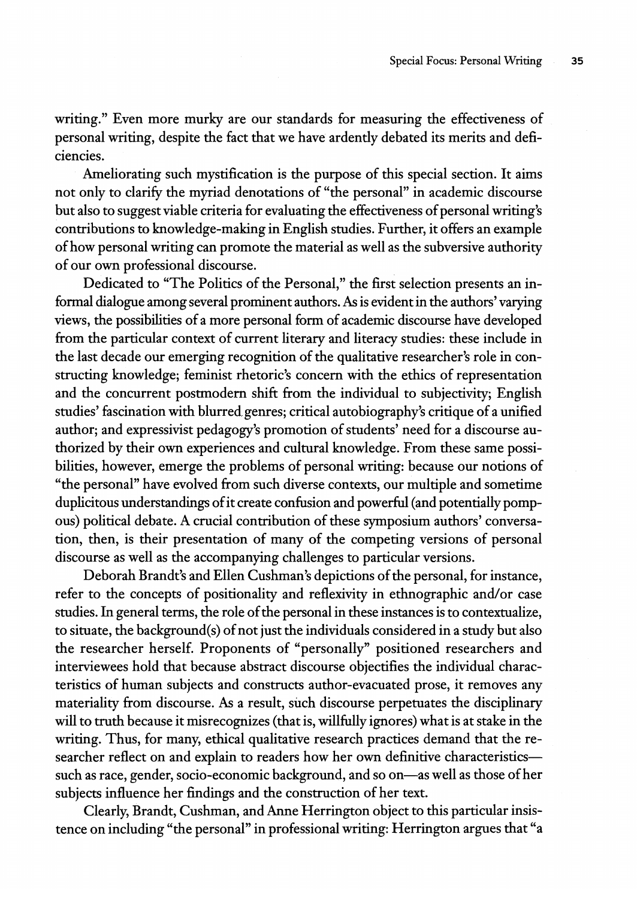writing." Even more murky are our standards for measuring the effectiveness of personal writing, despite the fact that we have ardently debated its merits and deficiencies.

Ameliorating such mystification is the purpose of this special section. It aims not only to clarify the myriad denotations of "the personal" in academic discourse but also to suggest viable criteria for evaluating the effectiveness of personal writing's contributions to knowledge-making in English studies. Further, it offers an example of how personal writing can promote the material as well as the subversive authority of our own professional discourse.

Dedicated to "The Politics of the Personal," the first selection presents an informal dialogue among several prominent authors. As is evident in the authors' varying views, the possibilities of a more personal form of academic discourse have developed from the particular context of current literary and literacy studies: these include in the last decade our emerging recognition of the qualitative researcher's role in constructing knowledge; feminist rhetoric's concern with the ethics of representation and the concurrent postmodern shift from the individual to subjectivity; English studies' fascination with blurred genres; critical autobiography's critique of a unified author; and expressivist pedagogy's promotion of students' need for a discourse authorized by their own experiences and cultural knowledge. From these same possibilities, however, emerge the problems of personal writing: because our notions of "the personal" have evolved from such diverse contexts, our multiple and sometime duplicitous understandings of it create confusion and powerful (and potentially pompous) political debate. A crucial contribution of these symposium authors' conversation, then, is their presentation of many of the competing versions of personal discourse as well as the accompanying challenges to particular versions.

Deborah Brandt's and Ellen Cushman's depictions of the personal, for instance, refer to the concepts of positionality and reflexivity in ethnographic and/or case studies. In general terms, the role of the personal in these instances is to contextualize, to situate, the background(s) of not just the individuals considered in a study but also the researcher herself. Proponents of "personally" positioned researchers and interviewees hold that because abstract discourse objectifies the individual characteristics of human subjects and constructs author-evacuated prose, it removes any materiality from discourse. As a result, such discourse perpetuates the disciplinary will to truth because it misrecognizes (that is, willfully ignores) what is at stake in the writing. Thus, for many, ethical qualitative research practices demand that the researcher reflect on and explain to readers how her own definitive characteristics—such as race, gender, socio-economic background, and so on—as well as those of her subjects influence her findings and the construction of her text.

Clearly, Brandt, Cushman, and Anne Herrington object to this particular insistence on including "the personal" in professional writing: Herrington argues that "a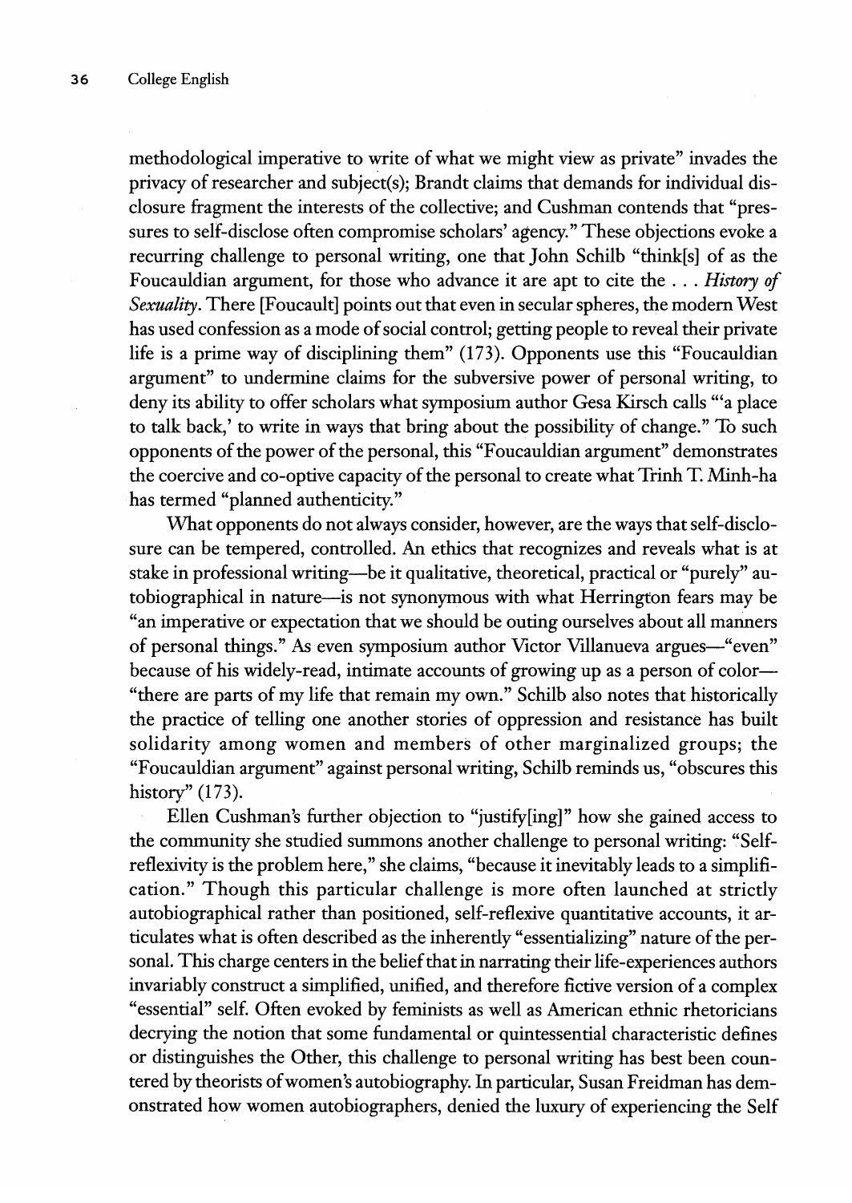methodological imperative to write of what we might view as private" invades the privacy of researcher and subject(s); Brandt claims that demands for individual disclosure fragment the interests of the collective; and Cushman contends that "pressures to self-disclose often compromise scholars' agency." These objections evoke a recurring challenge to personal writing, one that John Schilb "think[s] of as the Foucauldian argument, for those who advance it are apt to cite the . . . *History of Sexuality*. There [Foucault] points out that even in secular spheres, the modern West has used confession as a mode of social control; getting people to reveal their private life is a prime way of disciplining them" (173). Opponents use this "Foucauldian argument" to undermine claims for the subversive power of personal writing, to deny its ability to offer scholars what symposium author Gesa Kirsch calls "'a place to talk back,' to write in ways that bring about the possibility of change." To such opponents of the power of the personal, this "Foucauldian argument" demonstrates the coercive and co-optive capacity of the personal to create what Trinh T. Minh-ha has termed "planned authenticity."

What opponents do not always consider, however, are the ways that self-disclosure can be tempered, controlled. An ethics that recognizes and reveals what is at stake in professional writing—be it qualitative, theoretical, practical or "purely" autobiographical in nature—is not synonymous with what Herrington fears may be "an imperative or expectation that we should be outing ourselves about all manners of personal things." As even symposium author Victor Villanueva argues—"even" because of his widely-read, intimate accounts of growing up as a person of color—"there are parts of my life that remain my own." Schilb also notes that historically the practice of telling one another stories of oppression and resistance has built solidarity among women and members of other marginalized groups; the "Foucauldian argument" against personal writing, Schilb reminds us, "obscures this history" (173).

Ellen Cushman's further objection to "justify[ing]" how she gained access to the community she studied summons another challenge to personal writing: "Self-reflexivity is the problem here," she claims, "because it inevitably leads to a simplification." Though this particular challenge is more often launched at strictly autobiographical rather than positioned, self-reflexive quantitative accounts, it articulates what is often described as the inherently "essentializing" nature of the personal. This charge centers in the belief that in narrating their life-experiences authors invariably construct a simplified, unified, and therefore fictive version of a complex "essential" self. Often evoked by feminists as well as American ethnic rhetoricians decrying the notion that some fundamental or quintessential characteristic defines or distinguishes the Other, this challenge to personal writing has best been countered by theorists of women's autobiography. In particular, Susan Freidman has demonstrated how women autobiographers, denied the luxury of experiencing the Self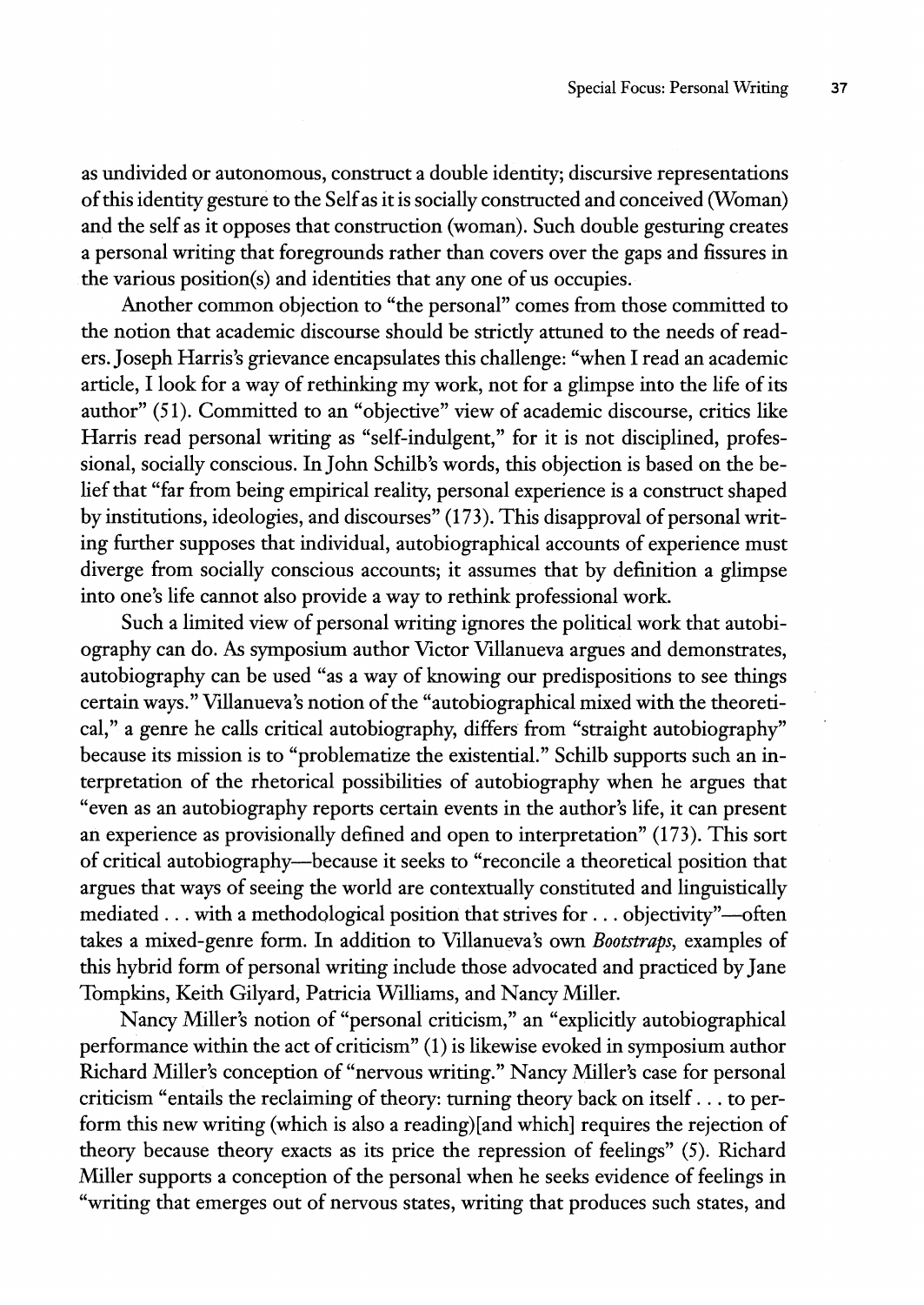as undivided or autonomous, construct a double identity; discursive representations of this identity gesture to the Self as it is socially constructed and conceived (Woman) and the self as it opposes that construction (woman). Such double gesturing creates a personal writing that foregrounds rather than covers over the gaps and fissures in the various position(s) and identities that any one of us occupies.

Another common objection to "the personal" comes from those committed to the notion that academic discourse should be strictly attuned to the needs of readers. Joseph Harris's grievance encapsulates this challenge: "when I read an academic article, I look for a way of rethinking my work, not for a glimpse into the life of its author" (51). Committed to an "objective" view of academic discourse, critics like Harris read personal writing as "self-indulgent," for it is not disciplined, professional, socially conscious. In John Schilb's words, this objection is based on the belief that "far from being empirical reality, personal experience is a construct shaped by institutions, ideologies, and discourses" (173). This disapproval of personal writing further supposes that individual, autobiographical accounts of experience must diverge from socially conscious accounts; it assumes that by definition a glimpse into one's life cannot also provide a way to rethink professional work.

Such a limited view of personal writing ignores the political work that autobiography can do. As symposium author Victor Villanueva argues and demonstrates, autobiography can be used "as a way of knowing our predispositions to see things certain ways." Villanueva's notion of the "autobiographical mixed with the theoretical," a genre he calls critical autobiography, differs from "straight autobiography" because its mission is to "problematize the existential." Schilb supports such an interpretation of the rhetorical possibilities of autobiography when he argues that "even as an autobiography reports certain events in the author's life, it can present an experience as provisionally defined and open to interpretation" (173). This sort of critical autobiography—because it seeks to "reconcile a theoretical position that argues that ways of seeing the world are contextually constituted and linguistically mediated . . . with a methodological position that strives for . . . objectivity"—often takes a mixed-genre form. In addition to Villanueva's own *Bootstraps*, examples of this hybrid form of personal writing include those advocated and practiced by Jane Tompkins, Keith Gilyard, Patricia Williams, and Nancy Miller.

Nancy Miller's notion of "personal criticism," an "explicitly autobiographical performance within the act of criticism" (1) is likewise evoked in symposium author Richard Miller's conception of "nervous writing." Nancy Miller's case for personal criticism "entails the reclaiming of theory: turning theory back on itself . . . to perform this new writing (which is also a reading)[and which] requires the rejection of theory because theory exacts as its price the repression of feelings" (5). Richard Miller supports a conception of the personal when he seeks evidence of feelings in "writing that emerges out of nervous states, writing that produces such states, and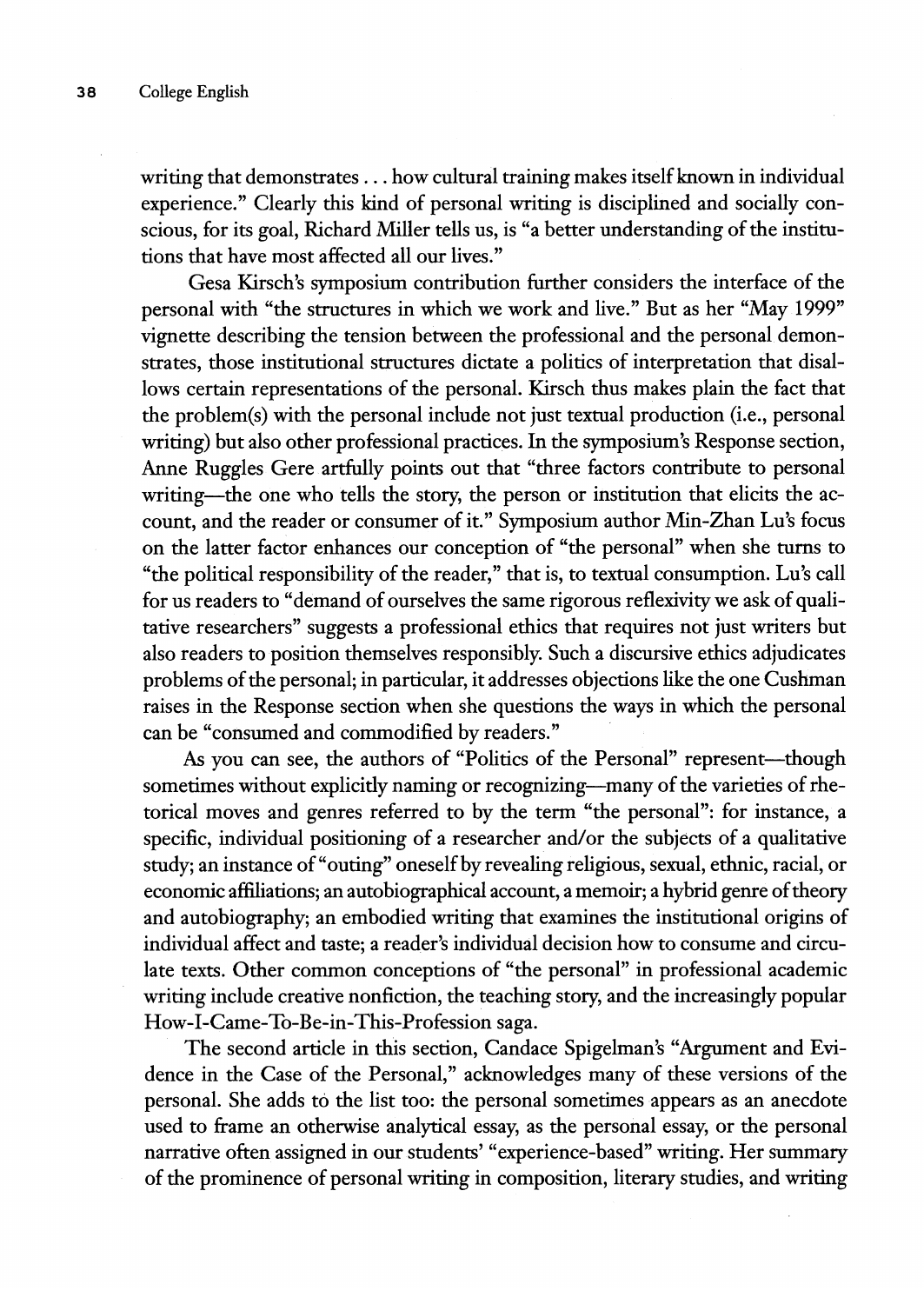writing that demonstrates . . . how cultural training makes itself known in individual experience." Clearly this kind of personal writing is disciplined and socially conscious, for its goal, Richard Miller tells us, is "a better understanding of the institutions that have most affected all our lives."

Gesa Kirsch's symposium contribution further considers the interface of the personal with "the structures in which we work and live." But as her "May 1999" vignette describing the tension between the professional and the personal demonstrates, those institutional structures dictate a politics of interpretation that disallows certain representations of the personal. Kirsch thus makes plain the fact that the problem(s) with the personal include not just textual production (i.e., personal writing) but also other professional practices. In the symposium's Response section, Anne Ruggles Gere artfully points out that "three factors contribute to personal writing—the one who tells the story, the person or institution that elicits the account, and the reader or consumer of it." Symposium author Min-Zhan Lu's focus on the latter factor enhances our conception of "the personal" when she turns to "the political responsibility of the reader," that is, to textual consumption. Lu's call for us readers to "demand of ourselves the same rigorous reflexivity we ask of qualitative researchers" suggests a professional ethics that requires not just writers but also readers to position themselves responsibly. Such a discursive ethics adjudicates problems of the personal; in particular, it addresses objections like the one Cushman raises in the Response section when she questions the ways in which the personal can be "consumed and commodified by readers."

As you can see, the authors of "Politics of the Personal" represent—though sometimes without explicitly naming or recognizing—many of the varieties of rhetorical moves and genres referred to by the term "the personal": for instance, a specific, individual positioning of a researcher and/or the subjects of a qualitative study; an instance of "outing" oneself by revealing religious, sexual, ethnic, racial, or economic affiliations; an autobiographical account, a memoir; a hybrid genre of theory and autobiography; an embodied writing that examines the institutional origins of individual affect and taste; a reader's individual decision how to consume and circulate texts. Other common conceptions of "the personal" in professional academic writing include creative nonfiction, the teaching story, and the increasingly popular How-I-Came-To-Be-in-This-Profession saga.

The second article in this section, Candace Spigelman's "Argument and Evidence in the Case of the Personal," acknowledges many of these versions of the personal. She adds to the list too: the personal sometimes appears as an anecdote used to frame an otherwise analytical essay, as the personal essay, or the personal narrative often assigned in our students' "experience-based" writing. Her summary of the prominence of personal writing in composition, literary studies, and writing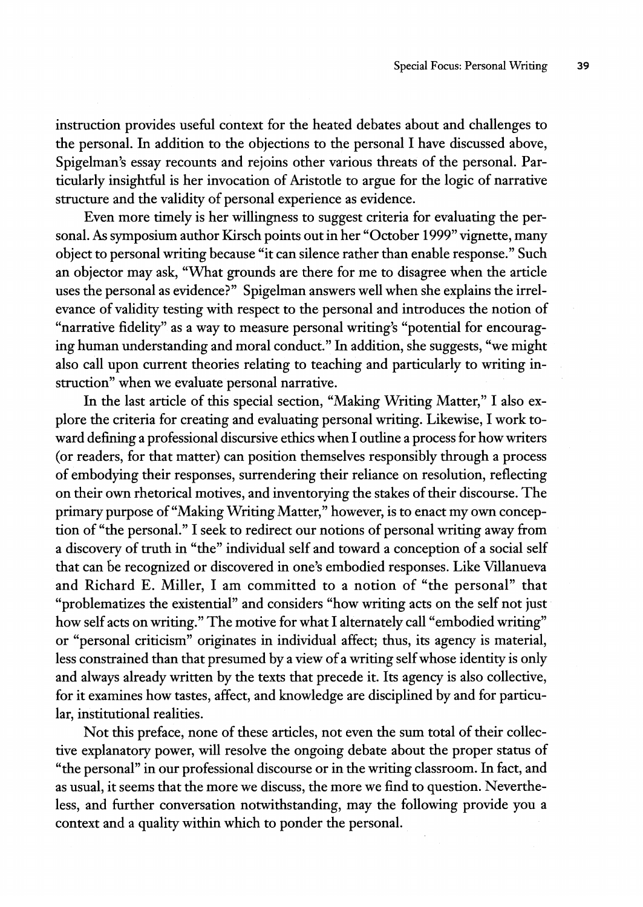instruction provides useful context for the heated debates about and challenges to the personal. In addition to the objections to the personal I have discussed above, Spigelman's essay recounts and rejoins other various threats of the personal. Particularly insightful is her invocation of Aristotle to argue for the logic of narrative structure and the validity of personal experience as evidence.

Even more timely is her willingness to suggest criteria for evaluating the personal. As symposium author Kirsch points out in her "October 1999" vignette, many object to personal writing because "it can silence rather than enable response." Such an objector may ask, "What grounds are there for me to disagree when the article uses the personal as evidence?" Spigelman answers well when she explains the irrelevance of validity testing with respect to the personal and introduces the notion of "narrative fidelity" as a way to measure personal writing's "potential for encouraging human understanding and moral conduct." In addition, she suggests, "we might also call upon current theories relating to teaching and particularly to writing instruction" when we evaluate personal narrative.

In the last article of this special section, "Making Writing Matter," I also explore the criteria for creating and evaluating personal writing. Likewise, I work toward defining a professional discursive ethics when I outline a process for how writers (or readers, for that matter) can position themselves responsibly through a process of embodying their responses, surrendering their reliance on resolution, reflecting on their own rhetorical motives, and inventorying the stakes of their discourse. The primary purpose of "Making Writing Matter," however, is to enact my own conception of "the personal." I seek to redirect our notions of personal writing away from a discovery of truth in "the" individual self and toward a conception of a social self that can be recognized or discovered in one's embodied responses. Like Villanueva and Richard E. Miller, I am committed to a notion of "the personal" that "problematizes the existential" and considers "how writing acts on the self not just how self acts on writing." The motive for what I alternately call "embodied writing" or "personal criticism" originates in individual affect; thus, its agency is material, less constrained than that presumed by a view of a writing self whose identity is only and always already written by the texts that precede it. Its agency is also collective, for it examines how tastes, affect, and knowledge are disciplined by and for particular, institutional realities.

Not this preface, none of these articles, not even the sum total of their collective explanatory power, will resolve the ongoing debate about the proper status of "the personal" in our professional discourse or in the writing classroom. In fact, and as usual, it seems that the more we discuss, the more we find to question. Nevertheless, and further conversation notwithstanding, may the following provide you a context and a quality within which to ponder the personal.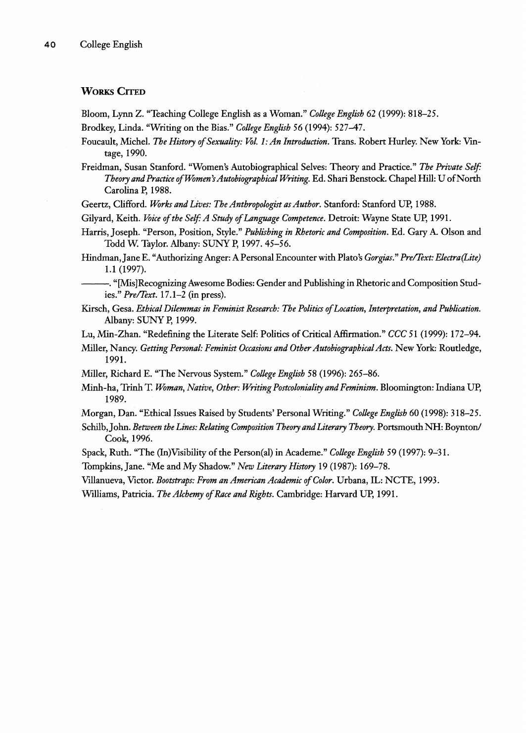## Works Cited

Bloom, Lynn Z. "Teaching College English as a Woman." *College English* 62 (1999): 818–25.

Brodkey, Linda. "Writing on the Bias." *College English* 56 (1994): 527–47.

Foucault, Michel. *The History of Sexuality: Vol. 1: An Introduction*. Trans. Robert Hurley. New York: Vintage, 1990.

Freidman, Susan Stanford. "Women's Autobiographical Selves: Theory and Practice." *The Private Self: Theory and Practice of Women's Autobiographical Writing*. Ed. Shari Benstock. Chapel Hill: U of North Carolina P, 1988.

Geertz, Clifford. *Works and Lives: The Anthropologist as Author*. Stanford: Stanford UP, 1988.

Gilyard, Keith. *Voice of the Self: A Study of Language Competence*. Detroit: Wayne State UP, 1991.

Harris, Joseph. "Person, Position, Style." *Publishing in Rhetoric and Composition*. Ed. Gary A. Olson and Todd W. Taylor. Albany: SUNY P, 1997. 45–56.

Hindman, Jane E. "Authorizing Anger: A Personal Encounter with Plato's *Gorgias*." *Pre/Text: Electra(Lite)* 1.1 (1997).

———. "[Mis]Recognizing Awesome Bodies: Gender and Publishing in Rhetoric and Composition Studies." *Pre/Text*. 17.1–2 (in press).

Kirsch, Gesa. *Ethical Dilemmas in Feminist Research: The Politics of Location, Interpretation, and Publication*. Albany: SUNY P, 1999.

Lu, Min-Zhan. "Redefining the Literate Self: Politics of Critical Affirmation." *CCC* 51 (1999): 172–94.

Miller, Nancy. *Getting Personal: Feminist Occasions and Other Autobiographical Acts*. New York: Routledge, 1991.

Miller, Richard E. "The Nervous System." *College English* 58 (1996): 265–86.

Minh-ha, Trinh T. *Woman, Native, Other: Writing Postcoloniality and Feminism*. Bloomington: Indiana UP, 1989.

Morgan, Dan. "Ethical Issues Raised by Students' Personal Writing." *College English* 60 (1998): 318–25.

Schilb, John. *Between the Lines: Relating Composition Theory and Literary Theory*. Portsmouth NH: Boynton/Cook, 1996.

Spack, Ruth. "The (In)Visibility of the Person(al) in Academe." *College English* 59 (1997): 9–31.

Tompkins, Jane. "Me and My Shadow." *New Literary History* 19 (1987): 169–78.

Villanueva, Victor. *Bootstraps: From an American Academic of Color*. Urbana, IL: NCTE, 1993.

Williams, Patricia. *The Alchemy of Race and Rights*. Cambridge: Harvard UP, 1991.